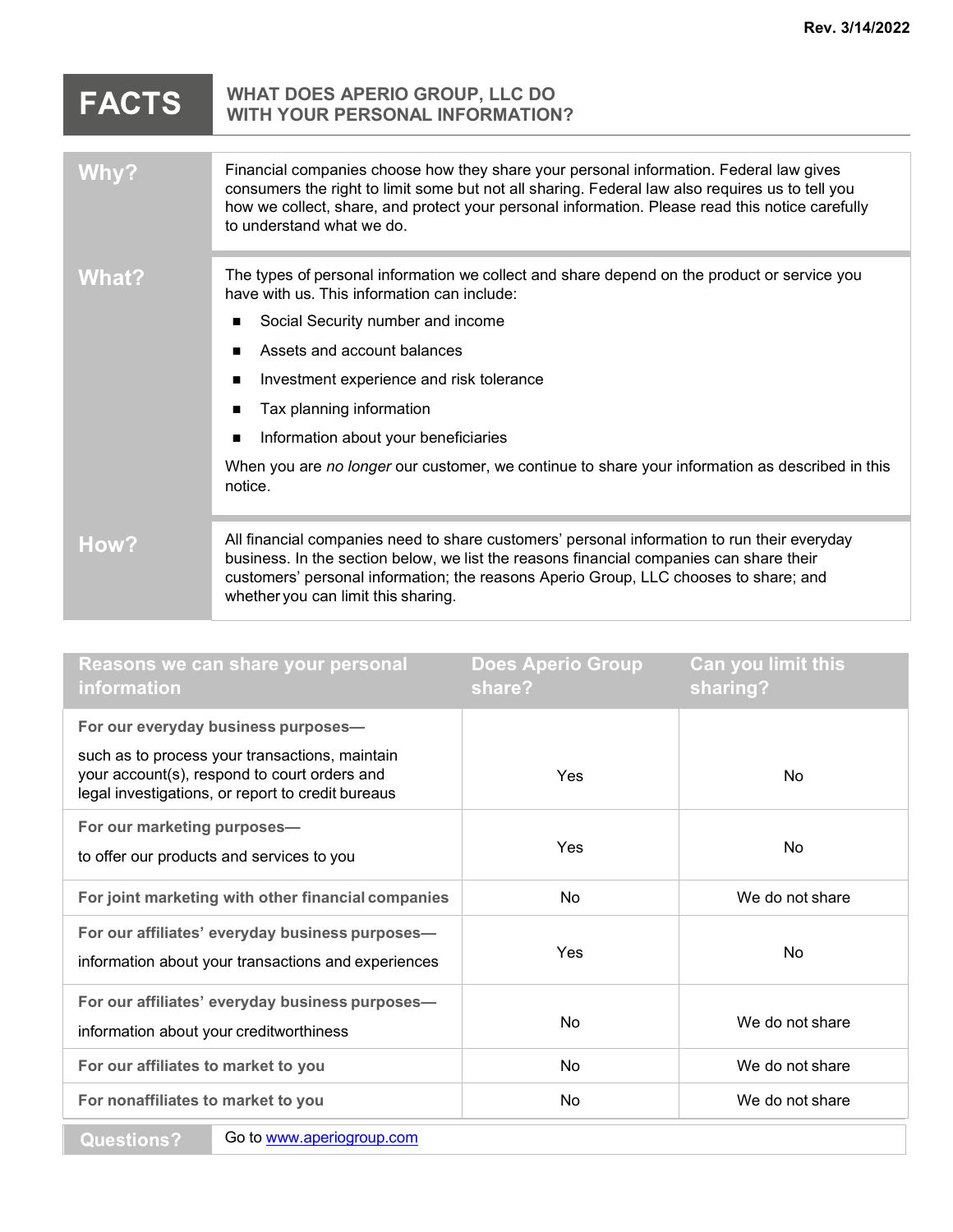Rev. 3/14/2022

# FACTS — WHAT DOES APERIO GROUP, LLC DO WITH YOUR PERSONAL INFORMATION?

| | |
|---|---|
| **Why?** | Financial companies choose how they share your personal information. Federal law gives consumers the right to limit some but not all sharing. Federal law also requires us to tell you how we collect, share, and protect your personal information. Please read this notice carefully to understand what we do. |
| **What?** | The types of personal information we collect and share depend on the product or service you have with us. This information can include:<br>■ Social Security number and income<br>■ Assets and account balances<br>■ Investment experience and risk tolerance<br>■ Tax planning information<br>■ Information about your beneficiaries<br>When you are *no longer* our customer, we continue to share your information as described in this notice. |
| **How?** | All financial companies need to share customers' personal information to run their everyday business. In the section below, we list the reasons financial companies can share their customers' personal information; the reasons Aperio Group, LLC chooses to share; and whether you can limit this sharing. |

| Reasons we can share your personal information | Does Aperio Group share? | Can you limit this sharing? |
|---|---|---|
| **For our everyday business purposes—** such as to process your transactions, maintain your account(s), respond to court orders and legal investigations, or report to credit bureaus | Yes | No |
| **For our marketing purposes—** to offer our products and services to you | Yes | No |
| **For joint marketing with other financial companies** | No | We do not share |
| **For our affiliates' everyday business purposes—** information about your transactions and experiences | Yes | No |
| **For our affiliates' everyday business purposes—** information about your creditworthiness | No | We do not share |
| **For our affiliates to market to you** | No | We do not share |
| **For nonaffiliates to market to you** | No | We do not share |

| | |
|---|---|
| **Questions?** | Go to www.aperiogroup.com |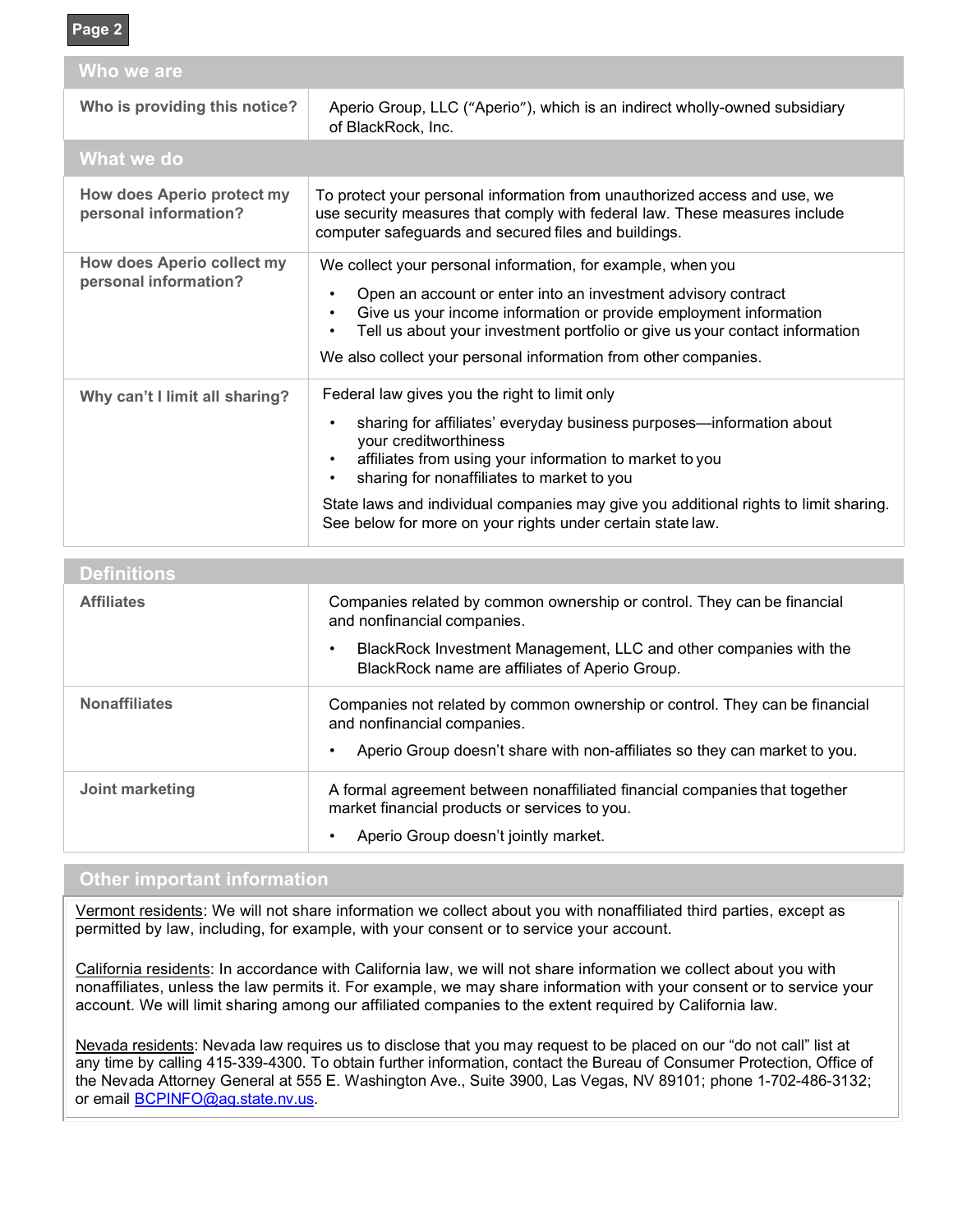## Who we are

| | |
|---|---|
| **Who is providing this notice?** | Aperio Group, LLC ("Aperio"), which is an indirect wholly-owned subsidiary of BlackRock, Inc. |

## What we do

| | |
|---|---|
| **How does Aperio protect my personal information?** | To protect your personal information from unauthorized access and use, we use security measures that comply with federal law. These measures include computer safeguards and secured files and buildings. |
| **How does Aperio collect my personal information?** | We collect your personal information, for example, when you<br>• Open an account or enter into an investment advisory contract<br>• Give us your income information or provide employment information<br>• Tell us about your investment portfolio or give us your contact information<br>We also collect your personal information from other companies. |
| **Why can't I limit all sharing?** | Federal law gives you the right to limit only<br>• sharing for affiliates' everyday business purposes—information about your creditworthiness<br>• affiliates from using your information to market to you<br>• sharing for nonaffiliates to market to you<br>State laws and individual companies may give you additional rights to limit sharing. See below for more on your rights under certain state law. |

## Definitions

| | |
|---|---|
| **Affiliates** | Companies related by common ownership or control. They can be financial and nonfinancial companies.<br>• BlackRock Investment Management, LLC and other companies with the BlackRock name are affiliates of Aperio Group. |
| **Nonaffiliates** | Companies not related by common ownership or control. They can be financial and nonfinancial companies.<br>• Aperio Group doesn't share with non-affiliates so they can market to you. |
| **Joint marketing** | A formal agreement between nonaffiliated financial companies that together market financial products or services to you.<br>• Aperio Group doesn't jointly market. |

## Other important information

Vermont residents: We will not share information we collect about you with nonaffiliated third parties, except as permitted by law, including, for example, with your consent or to service your account.

California residents: In accordance with California law, we will not share information we collect about you with nonaffiliates, unless the law permits it. For example, we may share information with your consent or to service your account. We will limit sharing among our affiliated companies to the extent required by California law.

Nevada residents: Nevada law requires us to disclose that you may request to be placed on our "do not call" list at any time by calling 415-339-4300. To obtain further information, contact the Bureau of Consumer Protection, Office of the Nevada Attorney General at 555 E. Washington Ave., Suite 3900, Las Vegas, NV 89101; phone 1-702-486-3132; or email BCPINFO@ag.state.nv.us.